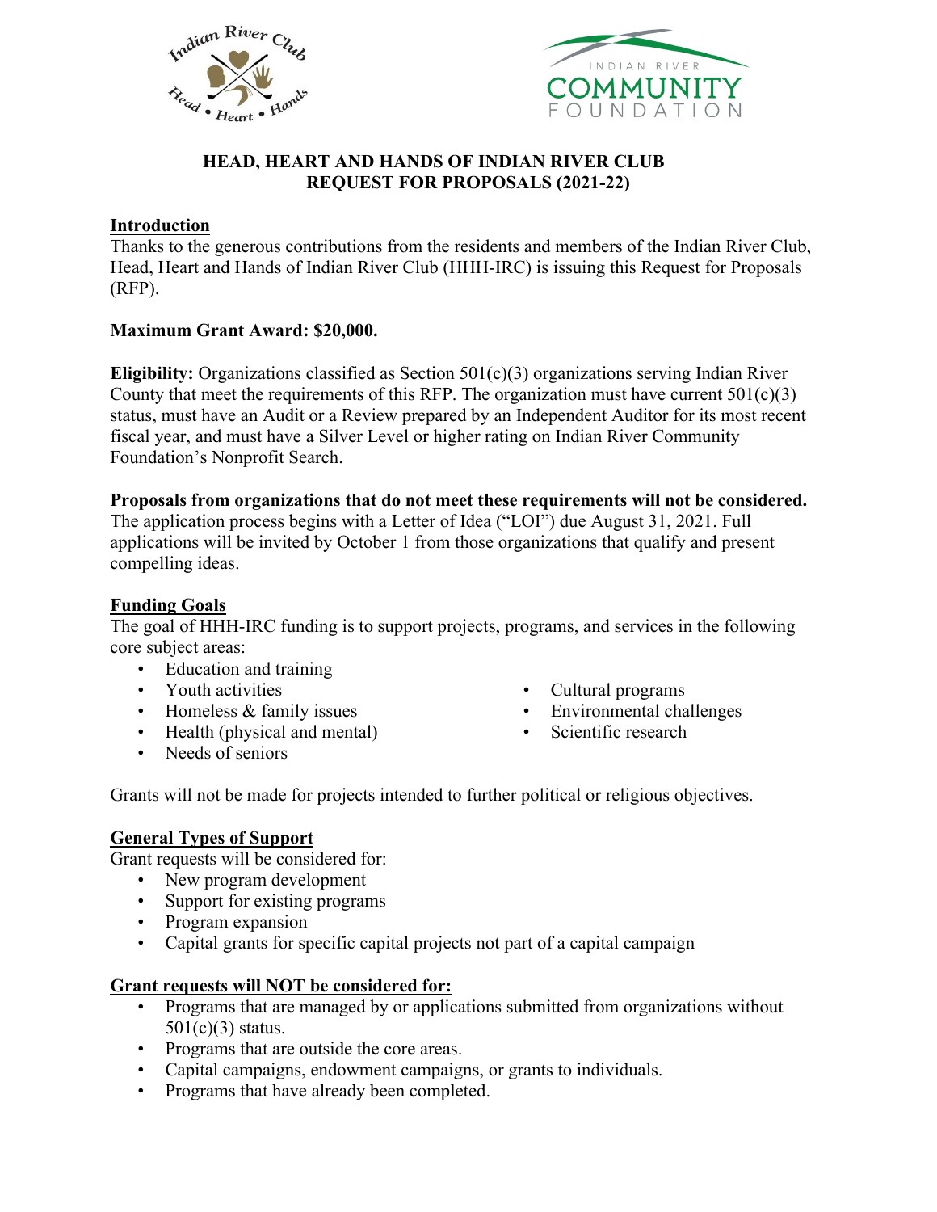# HEAD, HEART AND HANDS OF INDIAN RIVER CLUB
# REQUEST FOR PROPOSALS (2021-22)

## Introduction

Thanks to the generous contributions from the residents and members of the Indian River Club, Head, Heart and Hands of Indian River Club (HHH-IRC) is issuing this Request for Proposals (RFP).

**Maximum Grant Award: $20,000.**

**Eligibility:** Organizations classified as Section 501(c)(3) organizations serving Indian River County that meet the requirements of this RFP. The organization must have current 501(c)(3) status, must have an Audit or a Review prepared by an Independent Auditor for its most recent fiscal year, and must have a Silver Level or higher rating on Indian River Community Foundation's Nonprofit Search.

**Proposals from organizations that do not meet these requirements will not be considered.** The application process begins with a Letter of Idea ("LOI") due August 31, 2021. Full applications will be invited by October 1 from those organizations that qualify and present compelling ideas.

## Funding Goals

The goal of HHH-IRC funding is to support projects, programs, and services in the following core subject areas:

- Education and training
- Youth activities
- Homeless & family issues
- Health (physical and mental)
- Needs of seniors
- Cultural programs
- Environmental challenges
- Scientific research

Grants will not be made for projects intended to further political or religious objectives.

## General Types of Support

Grant requests will be considered for:

- New program development
- Support for existing programs
- Program expansion
- Capital grants for specific capital projects not part of a capital campaign

## Grant requests will NOT be considered for:

- Programs that are managed by or applications submitted from organizations without 501(c)(3) status.
- Programs that are outside the core areas.
- Capital campaigns, endowment campaigns, or grants to individuals.
- Programs that have already been completed.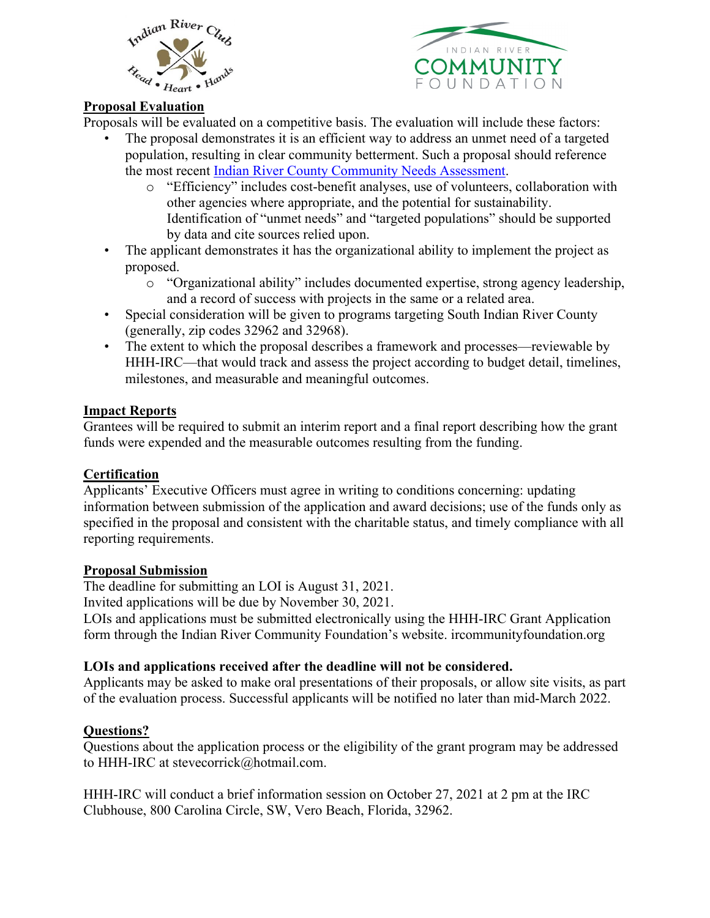## Proposal Evaluation

Proposals will be evaluated on a competitive basis. The evaluation will include these factors:

- The proposal demonstrates it is an efficient way to address an unmet need of a targeted population, resulting in clear community betterment. Such a proposal should reference the most recent [Indian River County Community Needs Assessment](#).
  - "Efficiency" includes cost-benefit analyses, use of volunteers, collaboration with other agencies where appropriate, and the potential for sustainability. Identification of "unmet needs" and "targeted populations" should be supported by data and cite sources relied upon.
- The applicant demonstrates it has the organizational ability to implement the project as proposed.
  - "Organizational ability" includes documented expertise, strong agency leadership, and a record of success with projects in the same or a related area.
- Special consideration will be given to programs targeting South Indian River County (generally, zip codes 32962 and 32968).
- The extent to which the proposal describes a framework and processes—reviewable by HHH-IRC—that would track and assess the project according to budget detail, timelines, milestones, and measurable and meaningful outcomes.

## Impact Reports

Grantees will be required to submit an interim report and a final report describing how the grant funds were expended and the measurable outcomes resulting from the funding.

## Certification

Applicants' Executive Officers must agree in writing to conditions concerning: updating information between submission of the application and award decisions; use of the funds only as specified in the proposal and consistent with the charitable status, and timely compliance with all reporting requirements.

## Proposal Submission

The deadline for submitting an LOI is August 31, 2021.
Invited applications will be due by November 30, 2021.
LOIs and applications must be submitted electronically using the HHH-IRC Grant Application form through the Indian River Community Foundation's website. ircommunityfoundation.org

**LOIs and applications received after the deadline will not be considered.**
Applicants may be asked to make oral presentations of their proposals, or allow site visits, as part of the evaluation process. Successful applicants will be notified no later than mid-March 2022.

## Questions?

Questions about the application process or the eligibility of the grant program may be addressed to HHH-IRC at stevecorrick@hotmail.com.

HHH-IRC will conduct a brief information session on October 27, 2021 at 2 pm at the IRC Clubhouse, 800 Carolina Circle, SW, Vero Beach, Florida, 32962.